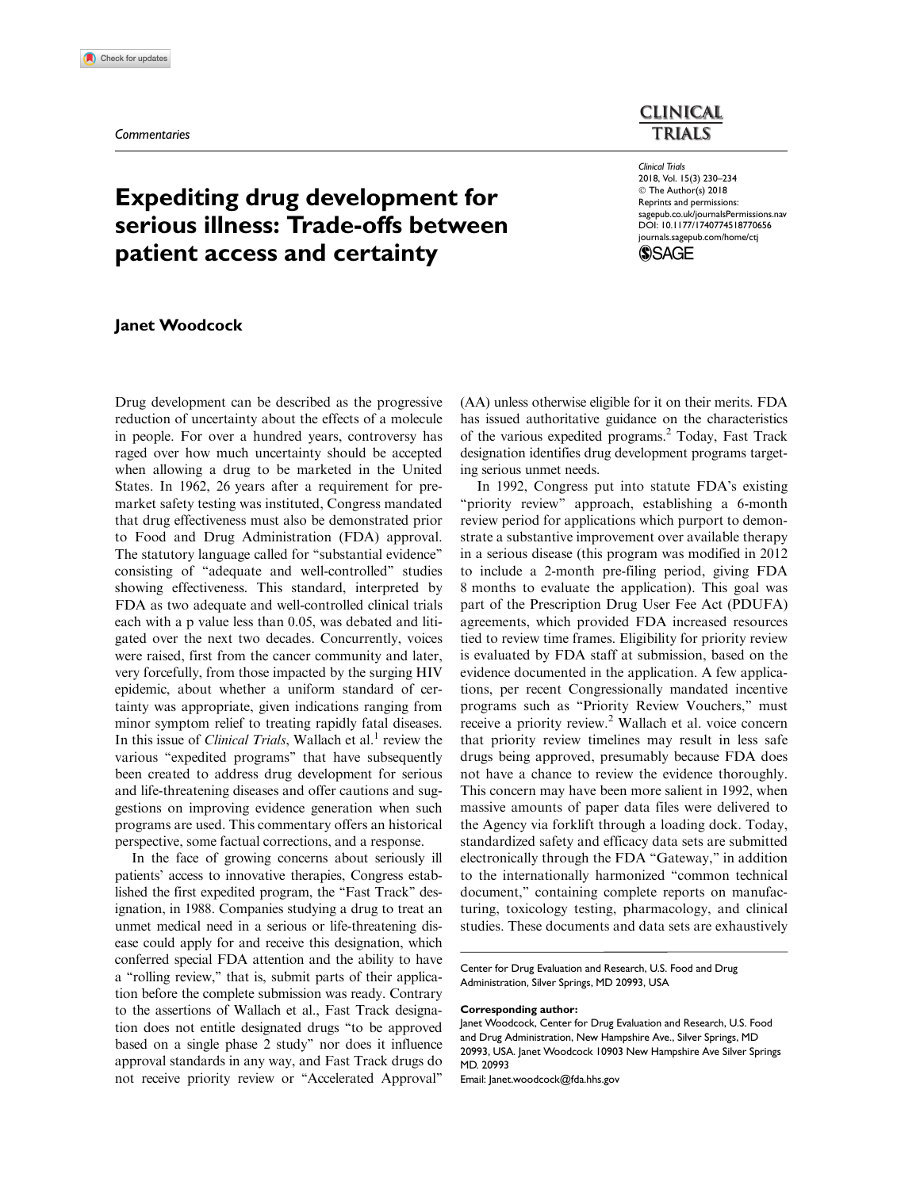*Commentaries*

# Expediting drug development for serious illness: Trade-offs between patient access and certainty

**Janet Woodcock**

Drug development can be described as the progressive reduction of uncertainty about the effects of a molecule in people. For over a hundred years, controversy has raged over how much uncertainty should be accepted when allowing a drug to be marketed in the United States. In 1962, 26 years after a requirement for premarket safety testing was instituted, Congress mandated that drug effectiveness must also be demonstrated prior to Food and Drug Administration (FDA) approval. The statutory language called for "substantial evidence" consisting of "adequate and well-controlled" studies showing effectiveness. This standard, interpreted by FDA as two adequate and well-controlled clinical trials each with a p value less than 0.05, was debated and litigated over the next two decades. Concurrently, voices were raised, first from the cancer community and later, very forcefully, from those impacted by the surging HIV epidemic, about whether a uniform standard of certainty was appropriate, given indications ranging from minor symptom relief to treating rapidly fatal diseases. In this issue of *Clinical Trials*, Wallach et al.[1] review the various "expedited programs" that have subsequently been created to address drug development for serious and life-threatening diseases and offer cautions and suggestions on improving evidence generation when such programs are used. This commentary offers an historical perspective, some factual corrections, and a response.

In the face of growing concerns about seriously ill patients' access to innovative therapies, Congress established the first expedited program, the "Fast Track" designation, in 1988. Companies studying a drug to treat an unmet medical need in a serious or life-threatening disease could apply for and receive this designation, which conferred special FDA attention and the ability to have a "rolling review," that is, submit parts of their application before the complete submission was ready. Contrary to the assertions of Wallach et al., Fast Track designation does not entitle designated drugs "to be approved based on a single phase 2 study" nor does it influence approval standards in any way, and Fast Track drugs do not receive priority review or "Accelerated Approval" (AA) unless otherwise eligible for it on their merits. FDA has issued authoritative guidance on the characteristics of the various expedited programs.[2] Today, Fast Track designation identifies drug development programs targeting serious unmet needs.

In 1992, Congress put into statute FDA's existing "priority review" approach, establishing a 6-month review period for applications which purport to demonstrate a substantive improvement over available therapy in a serious disease (this program was modified in 2012 to include a 2-month pre-filing period, giving FDA 8 months to evaluate the application). This goal was part of the Prescription Drug User Fee Act (PDUFA) agreements, which provided FDA increased resources tied to review time frames. Eligibility for priority review is evaluated by FDA staff at submission, based on the evidence documented in the application. A few applications, per recent Congressionally mandated incentive programs such as "Priority Review Vouchers," must receive a priority review.[2] Wallach et al. voice concern that priority review timelines may result in less safe drugs being approved, presumably because FDA does not have a chance to review the evidence thoroughly. This concern may have been more salient in 1992, when massive amounts of paper data files were delivered to the Agency via forklift through a loading dock. Today, standardized safety and efficacy data sets are submitted electronically through the FDA "Gateway," in addition to the internationally harmonized "common technical document," containing complete reports on manufacturing, toxicology testing, pharmacology, and clinical studies. These documents and data sets are exhaustively

Center for Drug Evaluation and Research, U.S. Food and Drug Administration, Silver Springs, MD 20993, USA

**Corresponding author:**
Janet Woodcock, Center for Drug Evaluation and Research, U.S. Food and Drug Administration, New Hampshire Ave., Silver Springs, MD 20993, USA. Janet Woodcock 10903 New Hampshire Ave Silver Springs MD. 20993
Email: Janet.woodcock@fda.hhs.gov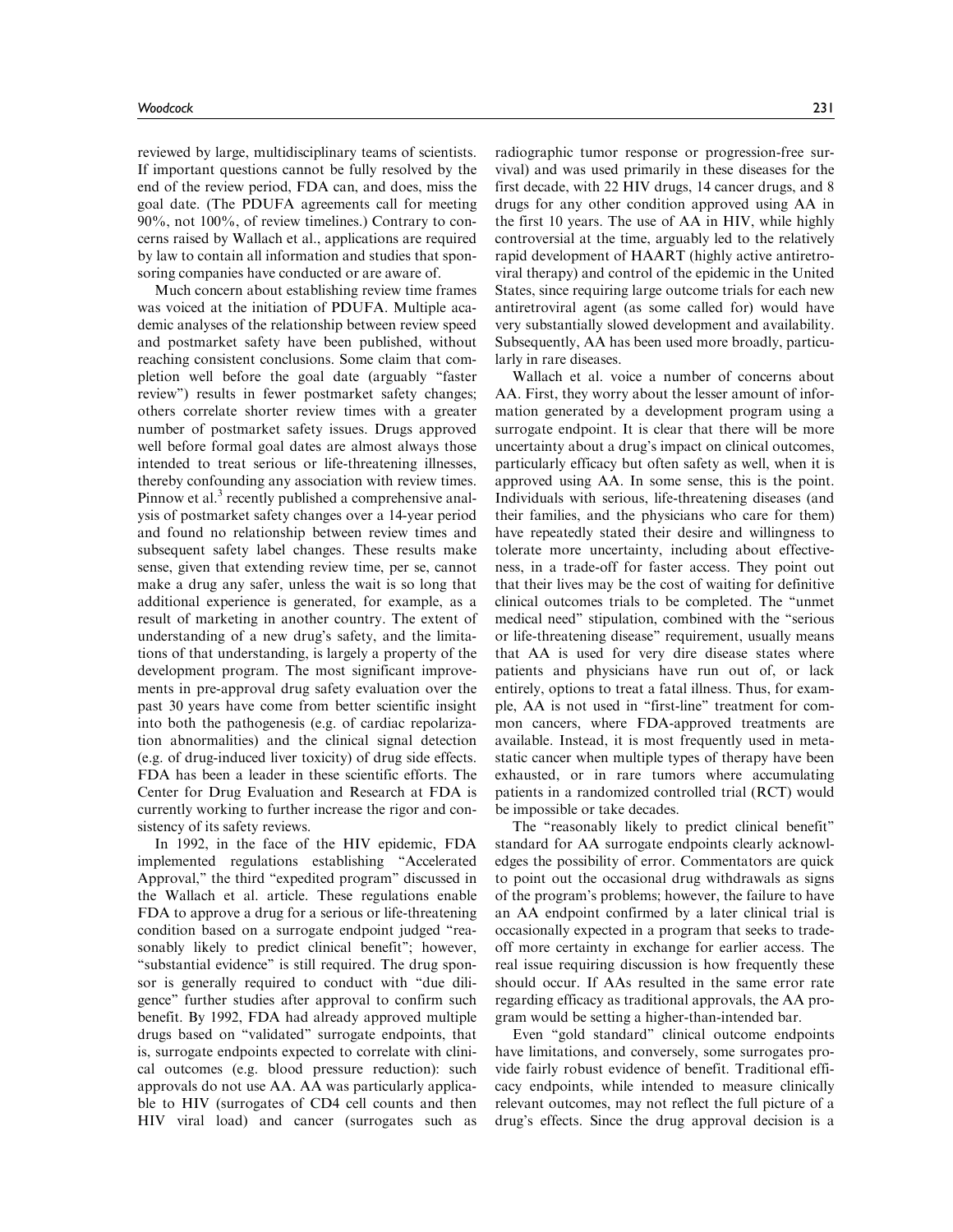reviewed by large, multidisciplinary teams of scientists. If important questions cannot be fully resolved by the end of the review period, FDA can, and does, miss the goal date. (The PDUFA agreements call for meeting 90%, not 100%, of review timelines.) Contrary to concerns raised by Wallach et al., applications are required by law to contain all information and studies that sponsoring companies have conducted or are aware of.

Much concern about establishing review time frames was voiced at the initiation of PDUFA. Multiple academic analyses of the relationship between review speed and postmarket safety have been published, without reaching consistent conclusions. Some claim that completion well before the goal date (arguably "faster review") results in fewer postmarket safety changes; others correlate shorter review times with a greater number of postmarket safety issues. Drugs approved well before formal goal dates are almost always those intended to treat serious or life-threatening illnesses, thereby confounding any association with review times. Pinnow et al.[3] recently published a comprehensive analysis of postmarket safety changes over a 14-year period and found no relationship between review times and subsequent safety label changes. These results make sense, given that extending review time, per se, cannot make a drug any safer, unless the wait is so long that additional experience is generated, for example, as a result of marketing in another country. The extent of understanding of a new drug's safety, and the limitations of that understanding, is largely a property of the development program. The most significant improvements in pre-approval drug safety evaluation over the past 30 years have come from better scientific insight into both the pathogenesis (e.g. of cardiac repolarization abnormalities) and the clinical signal detection (e.g. of drug-induced liver toxicity) of drug side effects. FDA has been a leader in these scientific efforts. The Center for Drug Evaluation and Research at FDA is currently working to further increase the rigor and consistency of its safety reviews.

In 1992, in the face of the HIV epidemic, FDA implemented regulations establishing "Accelerated Approval," the third "expedited program" discussed in the Wallach et al. article. These regulations enable FDA to approve a drug for a serious or life-threatening condition based on a surrogate endpoint judged "reasonably likely to predict clinical benefit"; however, "substantial evidence" is still required. The drug sponsor is generally required to conduct with "due diligence" further studies after approval to confirm such benefit. By 1992, FDA had already approved multiple drugs based on "validated" surrogate endpoints, that is, surrogate endpoints expected to correlate with clinical outcomes (e.g. blood pressure reduction): such approvals do not use AA. AA was particularly applicable to HIV (surrogates of CD4 cell counts and then HIV viral load) and cancer (surrogates such as radiographic tumor response or progression-free survival) and was used primarily in these diseases for the first decade, with 22 HIV drugs, 14 cancer drugs, and 8 drugs for any other condition approved using AA in the first 10 years. The use of AA in HIV, while highly controversial at the time, arguably led to the relatively rapid development of HAART (highly active antiretroviral therapy) and control of the epidemic in the United States, since requiring large outcome trials for each new antiretroviral agent (as some called for) would have very substantially slowed development and availability. Subsequently, AA has been used more broadly, particularly in rare diseases.

Wallach et al. voice a number of concerns about AA. First, they worry about the lesser amount of information generated by a development program using a surrogate endpoint. It is clear that there will be more uncertainty about a drug's impact on clinical outcomes, particularly efficacy but often safety as well, when it is approved using AA. In some sense, this is the point. Individuals with serious, life-threatening diseases (and their families, and the physicians who care for them) have repeatedly stated their desire and willingness to tolerate more uncertainty, including about effectiveness, in a trade-off for faster access. They point out that their lives may be the cost of waiting for definitive clinical outcomes trials to be completed. The "unmet medical need" stipulation, combined with the "serious or life-threatening disease" requirement, usually means that AA is used for very dire disease states where patients and physicians have run out of, or lack entirely, options to treat a fatal illness. Thus, for example, AA is not used in "first-line" treatment for common cancers, where FDA-approved treatments are available. Instead, it is most frequently used in metastatic cancer when multiple types of therapy have been exhausted, or in rare tumors where accumulating patients in a randomized controlled trial (RCT) would be impossible or take decades.

The "reasonably likely to predict clinical benefit" standard for AA surrogate endpoints clearly acknowledges the possibility of error. Commentators are quick to point out the occasional drug withdrawals as signs of the program's problems; however, the failure to have an AA endpoint confirmed by a later clinical trial is occasionally expected in a program that seeks to trade-off more certainty in exchange for earlier access. The real issue requiring discussion is how frequently these should occur. If AAs resulted in the same error rate regarding efficacy as traditional approvals, the AA program would be setting a higher-than-intended bar.

Even "gold standard" clinical outcome endpoints have limitations, and conversely, some surrogates provide fairly robust evidence of benefit. Traditional efficacy endpoints, while intended to measure clinically relevant outcomes, may not reflect the full picture of a drug's effects. Since the drug approval decision is a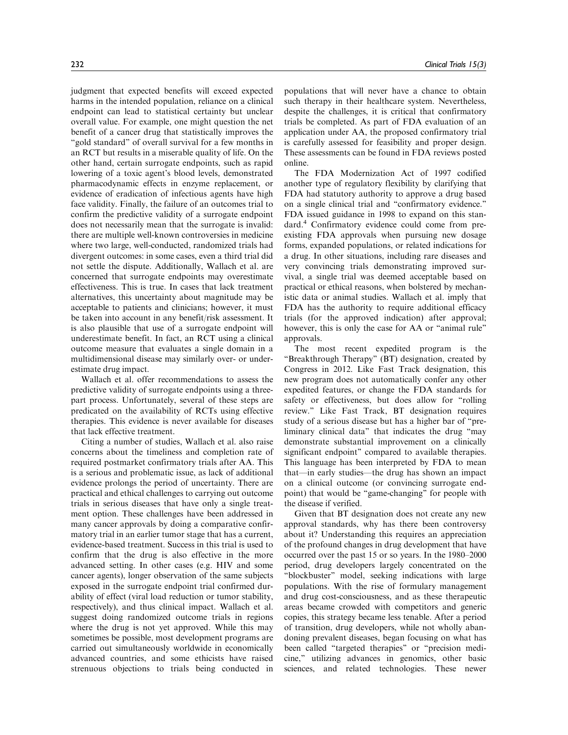judgment that expected benefits will exceed expected harms in the intended population, reliance on a clinical endpoint can lead to statistical certainty but unclear overall value. For example, one might question the net benefit of a cancer drug that statistically improves the "gold standard" of overall survival for a few months in an RCT but results in a miserable quality of life. On the other hand, certain surrogate endpoints, such as rapid lowering of a toxic agent's blood levels, demonstrated pharmacodynamic effects in enzyme replacement, or evidence of eradication of infectious agents have high face validity. Finally, the failure of an outcomes trial to confirm the predictive validity of a surrogate endpoint does not necessarily mean that the surrogate is invalid: there are multiple well-known controversies in medicine where two large, well-conducted, randomized trials had divergent outcomes: in some cases, even a third trial did not settle the dispute. Additionally, Wallach et al. are concerned that surrogate endpoints may overestimate effectiveness. This is true. In cases that lack treatment alternatives, this uncertainty about magnitude may be acceptable to patients and clinicians; however, it must be taken into account in any benefit/risk assessment. It is also plausible that use of a surrogate endpoint will underestimate benefit. In fact, an RCT using a clinical outcome measure that evaluates a single domain in a multidimensional disease may similarly over- or underestimate drug impact.

Wallach et al. offer recommendations to assess the predictive validity of surrogate endpoints using a three-part process. Unfortunately, several of these steps are predicated on the availability of RCTs using effective therapies. This evidence is never available for diseases that lack effective treatment.

Citing a number of studies, Wallach et al. also raise concerns about the timeliness and completion rate of required postmarket confirmatory trials after AA. This is a serious and problematic issue, as lack of additional evidence prolongs the period of uncertainty. There are practical and ethical challenges to carrying out outcome trials in serious diseases that have only a single treatment option. These challenges have been addressed in many cancer approvals by doing a comparative confirmatory trial in an earlier tumor stage that has a current, evidence-based treatment. Success in this trial is used to confirm that the drug is also effective in the more advanced setting. In other cases (e.g. HIV and some cancer agents), longer observation of the same subjects exposed in the surrogate endpoint trial confirmed durability of effect (viral load reduction or tumor stability, respectively), and thus clinical impact. Wallach et al. suggest doing randomized outcome trials in regions where the drug is not yet approved. While this may sometimes be possible, most development programs are carried out simultaneously worldwide in economically advanced countries, and some ethicists have raised strenuous objections to trials being conducted in populations that will never have a chance to obtain such therapy in their healthcare system. Nevertheless, despite the challenges, it is critical that confirmatory trials be completed. As part of FDA evaluation of an application under AA, the proposed confirmatory trial is carefully assessed for feasibility and proper design. These assessments can be found in FDA reviews posted online.

The FDA Modernization Act of 1997 codified another type of regulatory flexibility by clarifying that FDA had statutory authority to approve a drug based on a single clinical trial and "confirmatory evidence." FDA issued guidance in 1998 to expand on this standard.[4] Confirmatory evidence could come from preexisting FDA approvals when pursuing new dosage forms, expanded populations, or related indications for a drug. In other situations, including rare diseases and very convincing trials demonstrating improved survival, a single trial was deemed acceptable based on practical or ethical reasons, when bolstered by mechanistic data or animal studies. Wallach et al. imply that FDA has the authority to require additional efficacy trials (for the approved indication) after approval; however, this is only the case for AA or "animal rule" approvals.

The most recent expedited program is the "Breakthrough Therapy" (BT) designation, created by Congress in 2012. Like Fast Track designation, this new program does not automatically confer any other expedited features, or change the FDA standards for safety or effectiveness, but does allow for "rolling review." Like Fast Track, BT designation requires study of a serious disease but has a higher bar of "preliminary clinical data" that indicates the drug "may demonstrate substantial improvement on a clinically significant endpoint" compared to available therapies. This language has been interpreted by FDA to mean that—in early studies—the drug has shown an impact on a clinical outcome (or convincing surrogate endpoint) that would be "game-changing" for people with the disease if verified.

Given that BT designation does not create any new approval standards, why has there been controversy about it? Understanding this requires an appreciation of the profound changes in drug development that have occurred over the past 15 or so years. In the 1980–2000 period, drug developers largely concentrated on the "blockbuster" model, seeking indications with large populations. With the rise of formulary management and drug cost-consciousness, and as these therapeutic areas became crowded with competitors and generic copies, this strategy became less tenable. After a period of transition, drug developers, while not wholly abandoning prevalent diseases, began focusing on what has been called "targeted therapies" or "precision medicine," utilizing advances in genomics, other basic sciences, and related technologies. These newer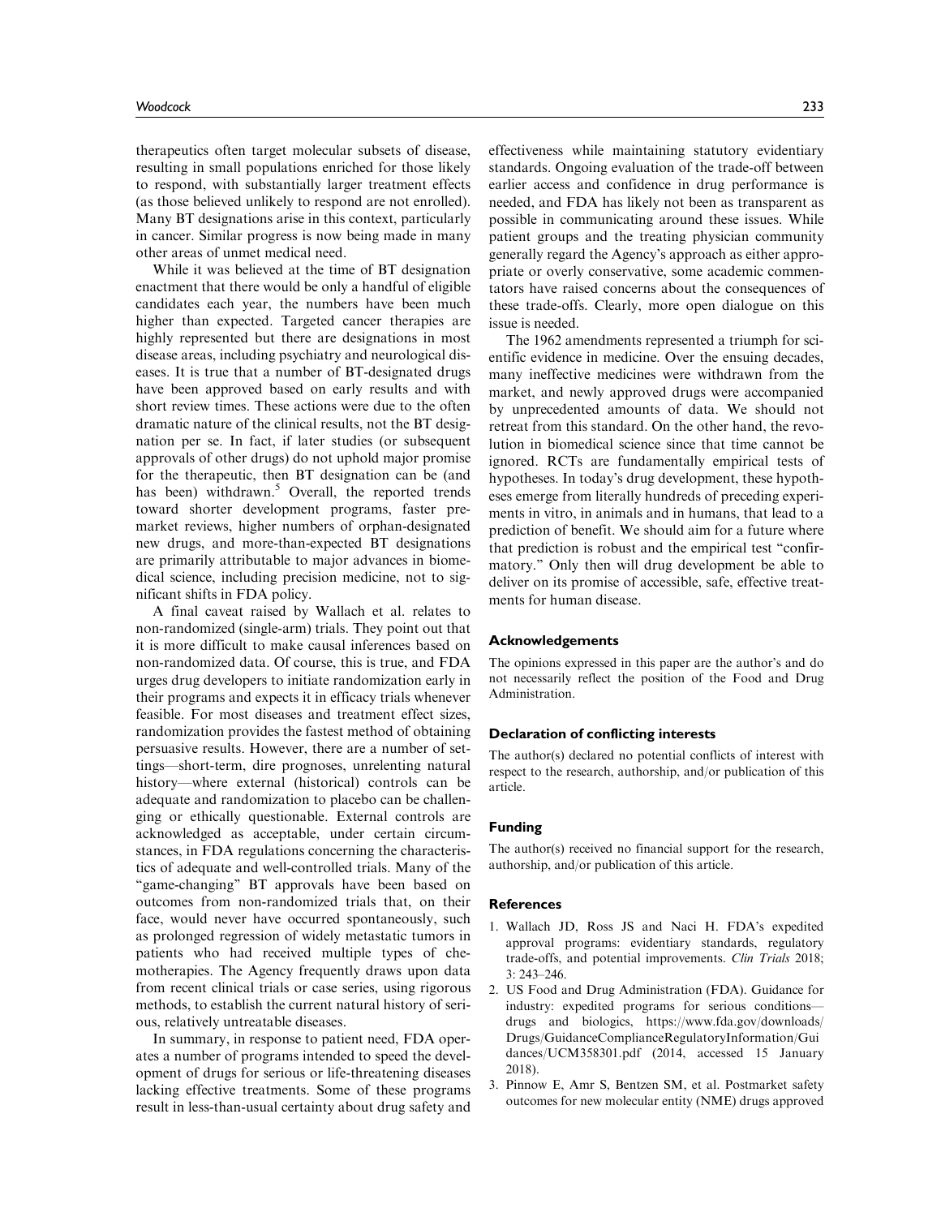therapeutics often target molecular subsets of disease, resulting in small populations enriched for those likely to respond, with substantially larger treatment effects (as those believed unlikely to respond are not enrolled). Many BT designations arise in this context, particularly in cancer. Similar progress is now being made in many other areas of unmet medical need.

While it was believed at the time of BT designation enactment that there would be only a handful of eligible candidates each year, the numbers have been much higher than expected. Targeted cancer therapies are highly represented but there are designations in most disease areas, including psychiatry and neurological diseases. It is true that a number of BT-designated drugs have been approved based on early results and with short review times. These actions were due to the often dramatic nature of the clinical results, not the BT designation per se. In fact, if later studies (or subsequent approvals of other drugs) do not uphold major promise for the therapeutic, then BT designation can be (and has been) withdrawn.[5] Overall, the reported trends toward shorter development programs, faster premarket reviews, higher numbers of orphan-designated new drugs, and more-than-expected BT designations are primarily attributable to major advances in biomedical science, including precision medicine, not to significant shifts in FDA policy.

A final caveat raised by Wallach et al. relates to non-randomized (single-arm) trials. They point out that it is more difficult to make causal inferences based on non-randomized data. Of course, this is true, and FDA urges drug developers to initiate randomization early in their programs and expects it in efficacy trials whenever feasible. For most diseases and treatment effect sizes, randomization provides the fastest method of obtaining persuasive results. However, there are a number of settings—short-term, dire prognoses, unrelenting natural history—where external (historical) controls can be adequate and randomization to placebo can be challenging or ethically questionable. External controls are acknowledged as acceptable, under certain circumstances, in FDA regulations concerning the characteristics of adequate and well-controlled trials. Many of the "game-changing" BT approvals have been based on outcomes from non-randomized trials that, on their face, would never have occurred spontaneously, such as prolonged regression of widely metastatic tumors in patients who had received multiple types of chemotherapies. The Agency frequently draws upon data from recent clinical trials or case series, using rigorous methods, to establish the current natural history of serious, relatively untreatable diseases.

In summary, in response to patient need, FDA operates a number of programs intended to speed the development of drugs for serious or life-threatening diseases lacking effective treatments. Some of these programs result in less-than-usual certainty about drug safety and effectiveness while maintaining statutory evidentiary standards. Ongoing evaluation of the trade-off between earlier access and confidence in drug performance is needed, and FDA has likely not been as transparent as possible in communicating around these issues. While patient groups and the treating physician community generally regard the Agency's approach as either appropriate or overly conservative, some academic commentators have raised concerns about the consequences of these trade-offs. Clearly, more open dialogue on this issue is needed.

The 1962 amendments represented a triumph for scientific evidence in medicine. Over the ensuing decades, many ineffective medicines were withdrawn from the market, and newly approved drugs were accompanied by unprecedented amounts of data. We should not retreat from this standard. On the other hand, the revolution in biomedical science since that time cannot be ignored. RCTs are fundamentally empirical tests of hypotheses. In today's drug development, these hypotheses emerge from literally hundreds of preceding experiments in vitro, in animals and in humans, that lead to a prediction of benefit. We should aim for a future where that prediction is robust and the empirical test "confirmatory." Only then will drug development be able to deliver on its promise of accessible, safe, effective treatments for human disease.

## Acknowledgements

The opinions expressed in this paper are the author's and do not necessarily reflect the position of the Food and Drug Administration.

## Declaration of conflicting interests

The author(s) declared no potential conflicts of interest with respect to the research, authorship, and/or publication of this article.

## Funding

The author(s) received no financial support for the research, authorship, and/or publication of this article.

## References

1. Wallach JD, Ross JS and Naci H. FDA's expedited approval programs: evidentiary standards, regulatory trade-offs, and potential improvements. *Clin Trials* 2018; 3: 243–246.
2. US Food and Drug Administration (FDA). Guidance for industry: expedited programs for serious conditions—drugs and biologics, https://www.fda.gov/downloads/Drugs/GuidanceComplianceRegulatoryInformation/Guidances/UCM358301.pdf (2014, accessed 15 January 2018).
3. Pinnow E, Amr S, Bentzen SM, et al. Postmarket safety outcomes for new molecular entity (NME) drugs approved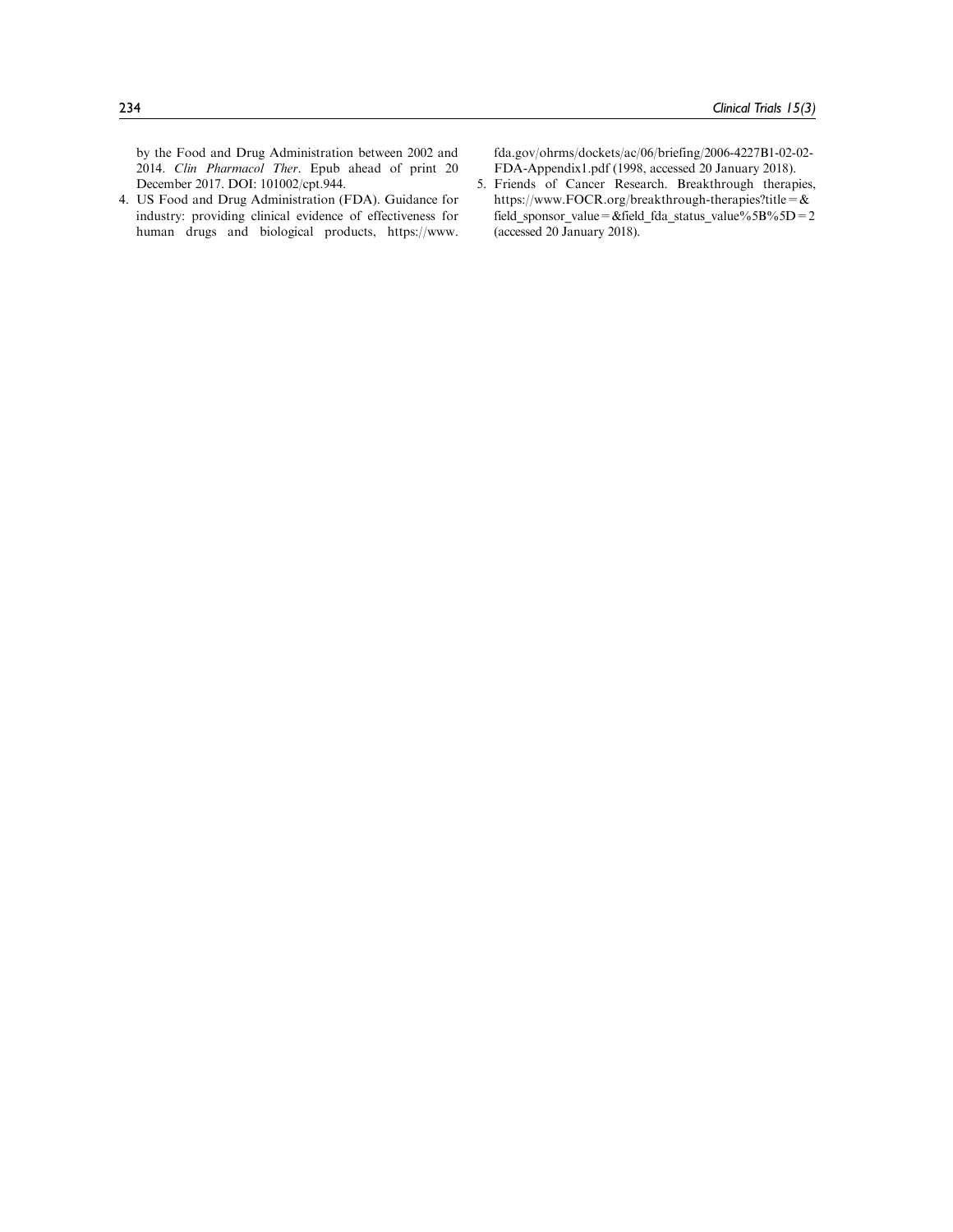by the Food and Drug Administration between 2002 and 2014. *Clin Pharmacol Ther*. Epub ahead of print 20 December 2017. DOI: 101002/cpt.944.

4. US Food and Drug Administration (FDA). Guidance for industry: providing clinical evidence of effectiveness for human drugs and biological products, https://www.fda.gov/ohrms/dockets/ac/06/briefing/2006-4227B1-02-02-FDA-Appendix1.pdf (1998, accessed 20 January 2018).
5. Friends of Cancer Research. Breakthrough therapies, https://www.FOCR.org/breakthrough-therapies?title=&field_sponsor_value=&field_fda_status_value%5B%5D=2 (accessed 20 January 2018).